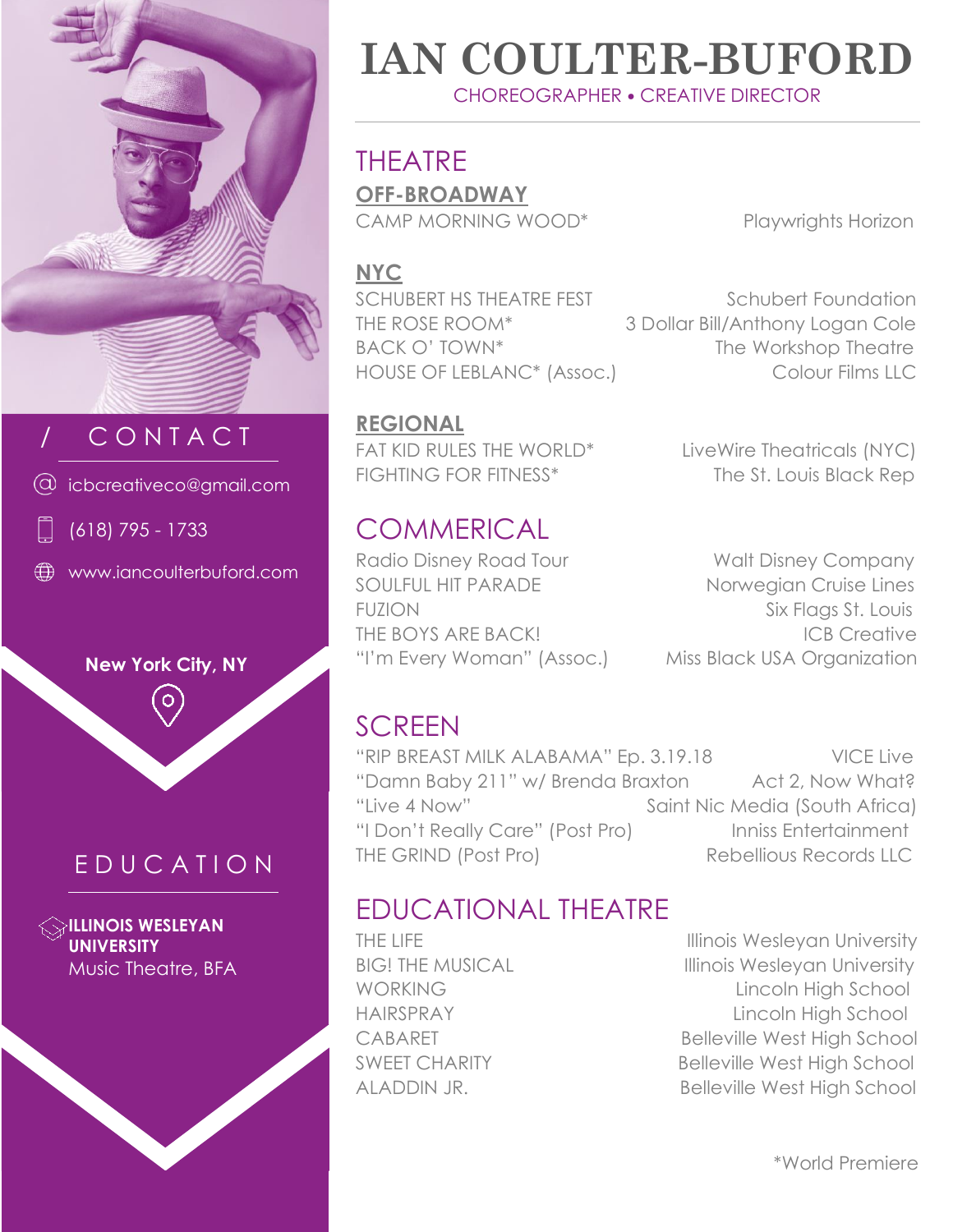# IAN COULTER-BUFORD

CHOREOGRAPHER • CREATIVE DIRECTOR

## / CONTACT

@ icbcreativeco@gmail.com

(618) 795 - 1733

www.iancoulterbuford.com

**New York City, NY**

## EDUCATION

**ILLINOIS WESLEYAN UNIVERSITY**
Music Theatre, BFA

## THEATRE

### OFF-BROADWAY

| | |
|---|---|
| CAMP MORNING WOOD* | Playwrights Horizon |

### NYC

| | |
|---|---|
| SCHUBERT HS THEATRE FEST | Schubert Foundation |
| THE ROSE ROOM* | 3 Dollar Bill/Anthony Logan Cole |
| BACK O' TOWN* | The Workshop Theatre |
| HOUSE OF LEBLANC* (Assoc.) | Colour Films LLC |

### REGIONAL

| | |
|---|---|
| FAT KID RULES THE WORLD* | LiveWire Theatricals (NYC) |
| FIGHTING FOR FITNESS* | The St. Louis Black Rep |

## COMMERICAL

| | |
|---|---|
| Radio Disney Road Tour | Walt Disney Company |
| SOULFUL HIT PARADE | Norwegian Cruise Lines |
| FUZION | Six Flags St. Louis |
| THE BOYS ARE BACK! | ICB Creative |
| "I'm Every Woman" (Assoc.) | Miss Black USA Organization |

## SCREEN

| | |
|---|---|
| "RIP BREAST MILK ALABAMA" Ep. 3.19.18 | VICE Live |
| "Damn Baby 211" w/ Brenda Braxton | Act 2, Now What? |
| "Live 4 Now" | Saint Nic Media (South Africa) |
| "I Don't Really Care" (Post Pro) | Inniss Entertainment |
| THE GRIND (Post Pro) | Rebellious Records LLC |

## EDUCATIONAL THEATRE

| | |
|---|---|
| THE LIFE | Illinois Wesleyan University |
| BIG! THE MUSICAL | Illinois Wesleyan University |
| WORKING | Lincoln High School |
| HAIRSPRAY | Lincoln High School |
| CABARET | Belleville West High School |
| SWEET CHARITY | Belleville West High School |
| ALADDIN JR. | Belleville West High School |

*World Premiere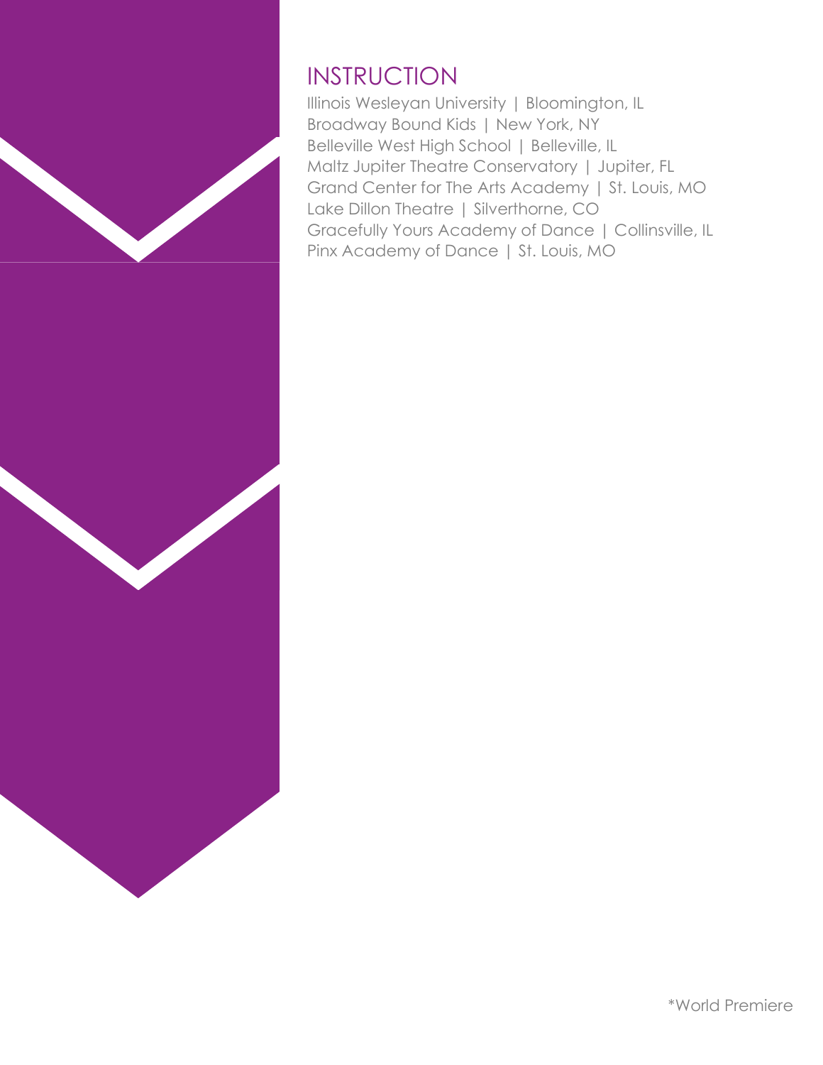## INSTRUCTION

Illinois Wesleyan University | Bloomington, IL
Broadway Bound Kids | New York, NY
Belleville West High School | Belleville, IL
Maltz Jupiter Theatre Conservatory | Jupiter, FL
Grand Center for The Arts Academy | St. Louis, MO
Lake Dillon Theatre | Silverthorne, CO
Gracefully Yours Academy of Dance | Collinsville, IL
Pinx Academy of Dance | St. Louis, MO

*World Premiere